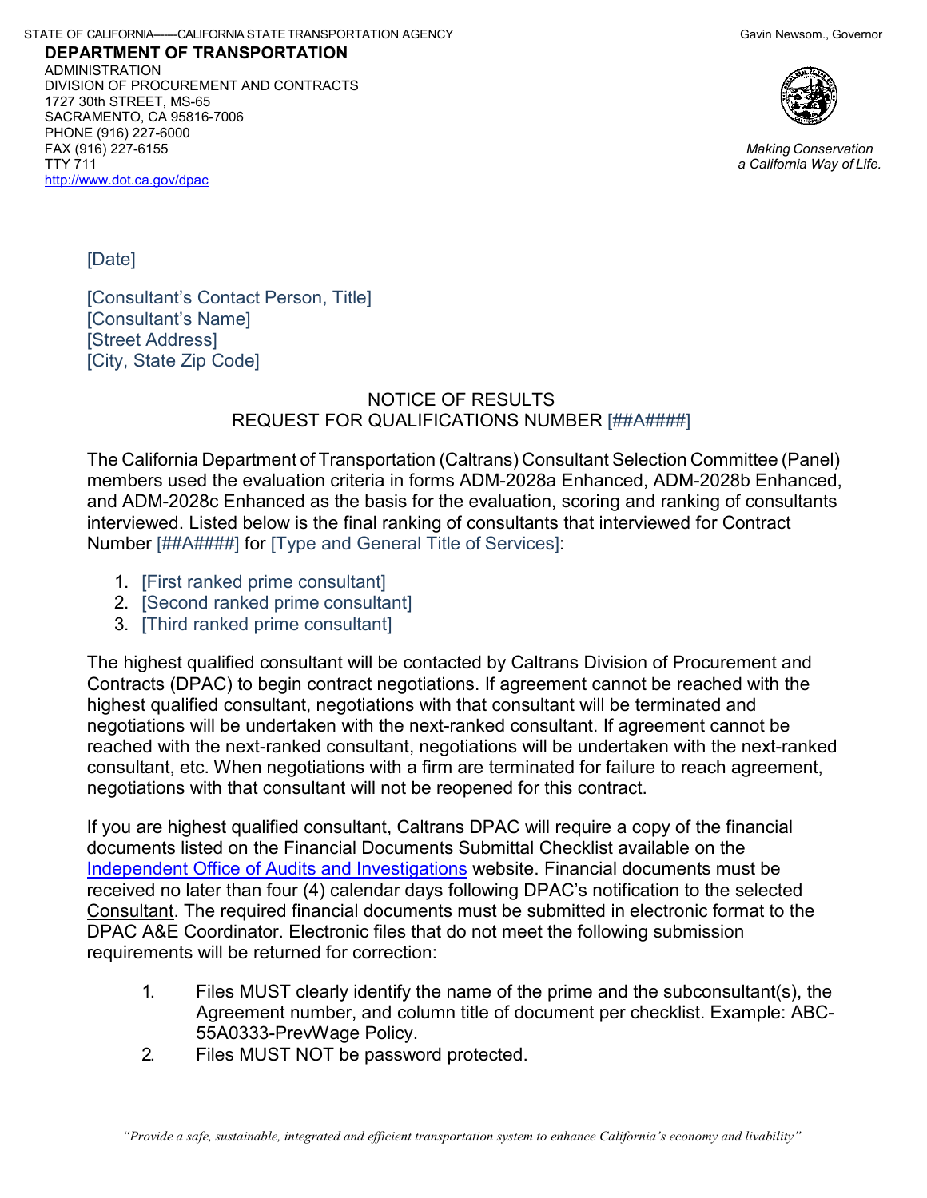STATE OF CALIFORNIA——CALIFORNIA STATE TRANSPORTATION AGENCY Gavin Newsom., Governor

**DEPARTMENT OF TRANSPORTATION**
ADMINISTRATION
DIVISION OF PROCUREMENT AND CONTRACTS
1727 30th STREET, MS-65
SACRAMENTO, CA 95816-7006
PHONE (916) 227-6000
FAX (916) 227-6155
TTY 711
http://www.dot.ca.gov/dpac

*Making Conservation*
*a California Way of Life.*

[Date]

[Consultant's Contact Person, Title]
[Consultant's Name]
[Street Address]
[City, State Zip Code]

NOTICE OF RESULTS
REQUEST FOR QUALIFICATIONS NUMBER [##A####]

The California Department of Transportation (Caltrans) Consultant Selection Committee (Panel) members used the evaluation criteria in forms ADM-2028a Enhanced, ADM-2028b Enhanced, and ADM-2028c Enhanced as the basis for the evaluation, scoring and ranking of consultants interviewed. Listed below is the final ranking of consultants that interviewed for Contract Number [##A####] for [Type and General Title of Services]:

1. [First ranked prime consultant]
2. [Second ranked prime consultant]
3. [Third ranked prime consultant]

The highest qualified consultant will be contacted by Caltrans Division of Procurement and Contracts (DPAC) to begin contract negotiations. If agreement cannot be reached with the highest qualified consultant, negotiations with that consultant will be terminated and negotiations will be undertaken with the next-ranked consultant. If agreement cannot be reached with the next-ranked consultant, negotiations will be undertaken with the next-ranked consultant, etc. When negotiations with a firm are terminated for failure to reach agreement, negotiations with that consultant will not be reopened for this contract.

If you are highest qualified consultant, Caltrans DPAC will require a copy of the financial documents listed on the Financial Documents Submittal Checklist available on the Independent Office of Audits and Investigations website. Financial documents must be received no later than four (4) calendar days following DPAC's notification to the selected Consultant. The required financial documents must be submitted in electronic format to the DPAC A&E Coordinator. Electronic files that do not meet the following submission requirements will be returned for correction:

1. Files MUST clearly identify the name of the prime and the subconsultant(s), the Agreement number, and column title of document per checklist. Example: ABC-55A0333-PrevWage Policy.
2. Files MUST NOT be password protected.

*"Provide a safe, sustainable, integrated and efficient transportation system to enhance California's economy and livability"*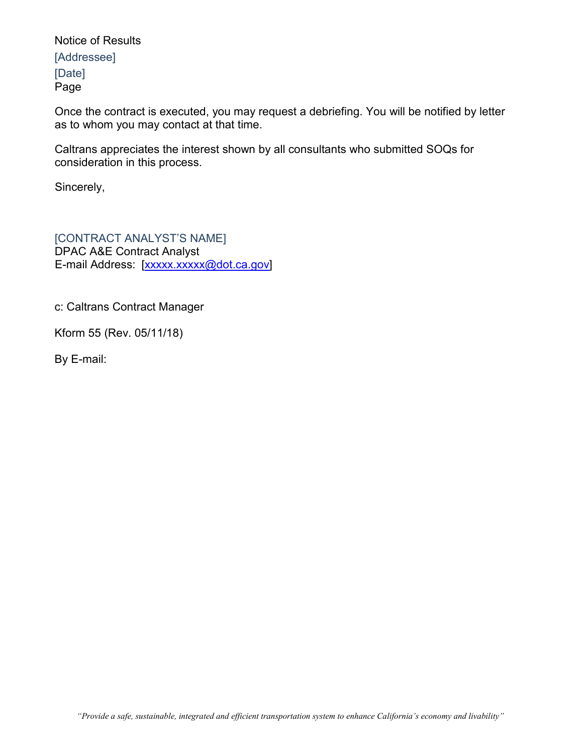Notice of Results
[Addressee]
[Date]
Page

Once the contract is executed, you may request a debriefing. You will be notified by letter as to whom you may contact at that time.

Caltrans appreciates the interest shown by all consultants who submitted SOQs for consideration in this process.

Sincerely,

[CONTRACT ANALYST'S NAME]
DPAC A&E Contract Analyst
E-mail Address: [xxxxx.xxxxx@dot.ca.gov]

c: Caltrans Contract Manager

Kform 55 (Rev. 05/11/18)

By E-mail:

*"Provide a safe, sustainable, integrated and efficient transportation system to enhance California's economy and livability"*